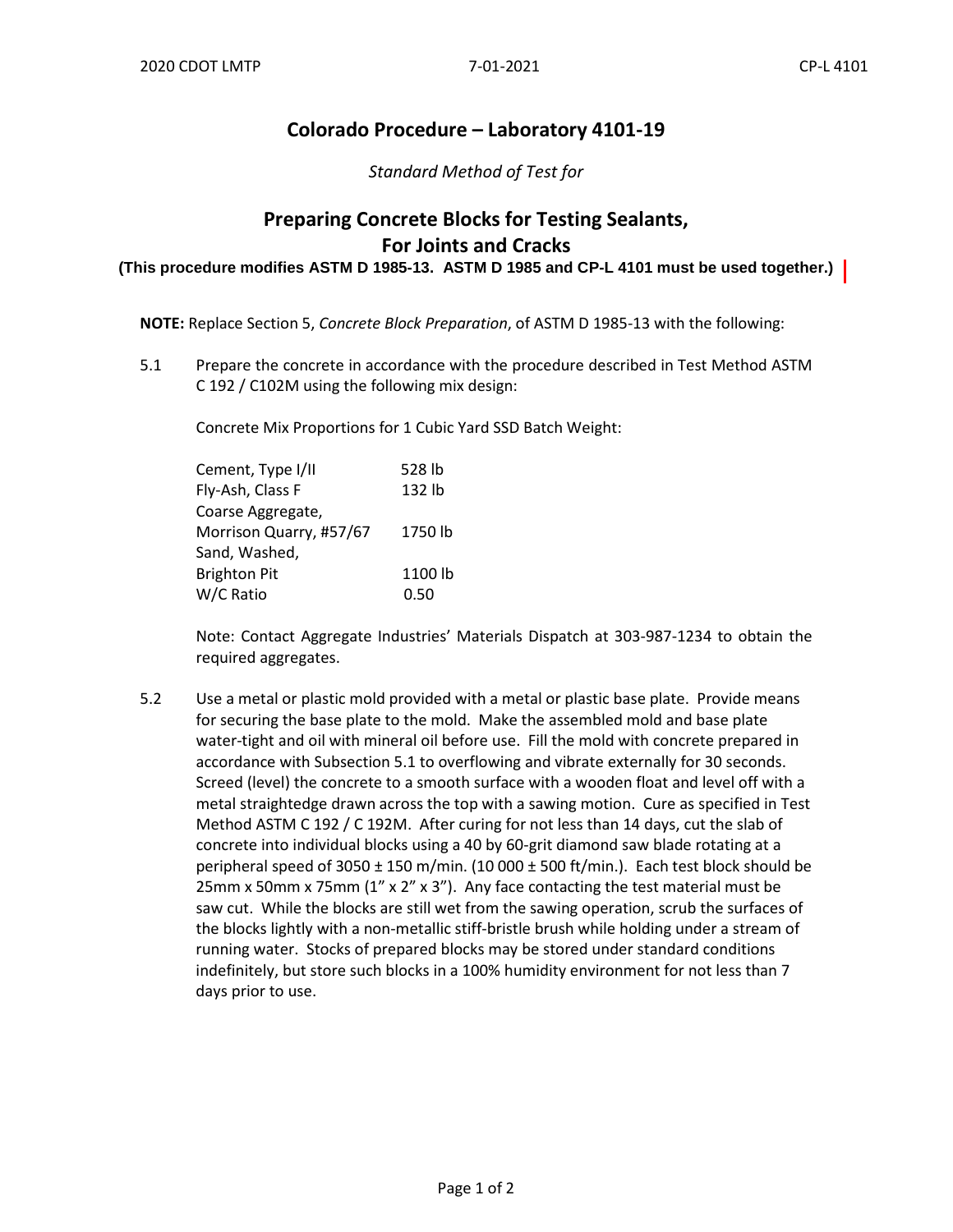# Colorado Procedure – Laboratory 4101-19

*Standard Method of Test for*

## Preparing Concrete Blocks for Testing Sealants, For Joints and Cracks

**(This procedure modifies ASTM D 1985-13. ASTM D 1985 and CP-L 4101 must be used together.)**

**NOTE:** Replace Section 5, *Concrete Block Preparation*, of ASTM D 1985-13 with the following:

5.1 Prepare the concrete in accordance with the procedure described in Test Method ASTM C 192 / C102M using the following mix design:

Concrete Mix Proportions for 1 Cubic Yard SSD Batch Weight:

| | |
|---|---|
| Cement, Type I/II | 528 lb |
| Fly-Ash, Class F | 132 lb |
| Coarse Aggregate, Morrison Quarry, #57/67 | 1750 lb |
| Sand, Washed, Brighton Pit | 1100 lb |
| W/C Ratio | 0.50 |

Note: Contact Aggregate Industries' Materials Dispatch at 303-987-1234 to obtain the required aggregates.

5.2 Use a metal or plastic mold provided with a metal or plastic base plate. Provide means for securing the base plate to the mold. Make the assembled mold and base plate water-tight and oil with mineral oil before use. Fill the mold with concrete prepared in accordance with Subsection 5.1 to overflowing and vibrate externally for 30 seconds. Screed (level) the concrete to a smooth surface with a wooden float and level off with a metal straightedge drawn across the top with a sawing motion. Cure as specified in Test Method ASTM C 192 / C 192M. After curing for not less than 14 days, cut the slab of concrete into individual blocks using a 40 by 60-grit diamond saw blade rotating at a peripheral speed of 3050 ± 150 m/min. (10 000 ± 500 ft/min.). Each test block should be 25mm x 50mm x 75mm (1" x 2" x 3"). Any face contacting the test material must be saw cut. While the blocks are still wet from the sawing operation, scrub the surfaces of the blocks lightly with a non-metallic stiff-bristle brush while holding under a stream of running water. Stocks of prepared blocks may be stored under standard conditions indefinitely, but store such blocks in a 100% humidity environment for not less than 7 days prior to use.